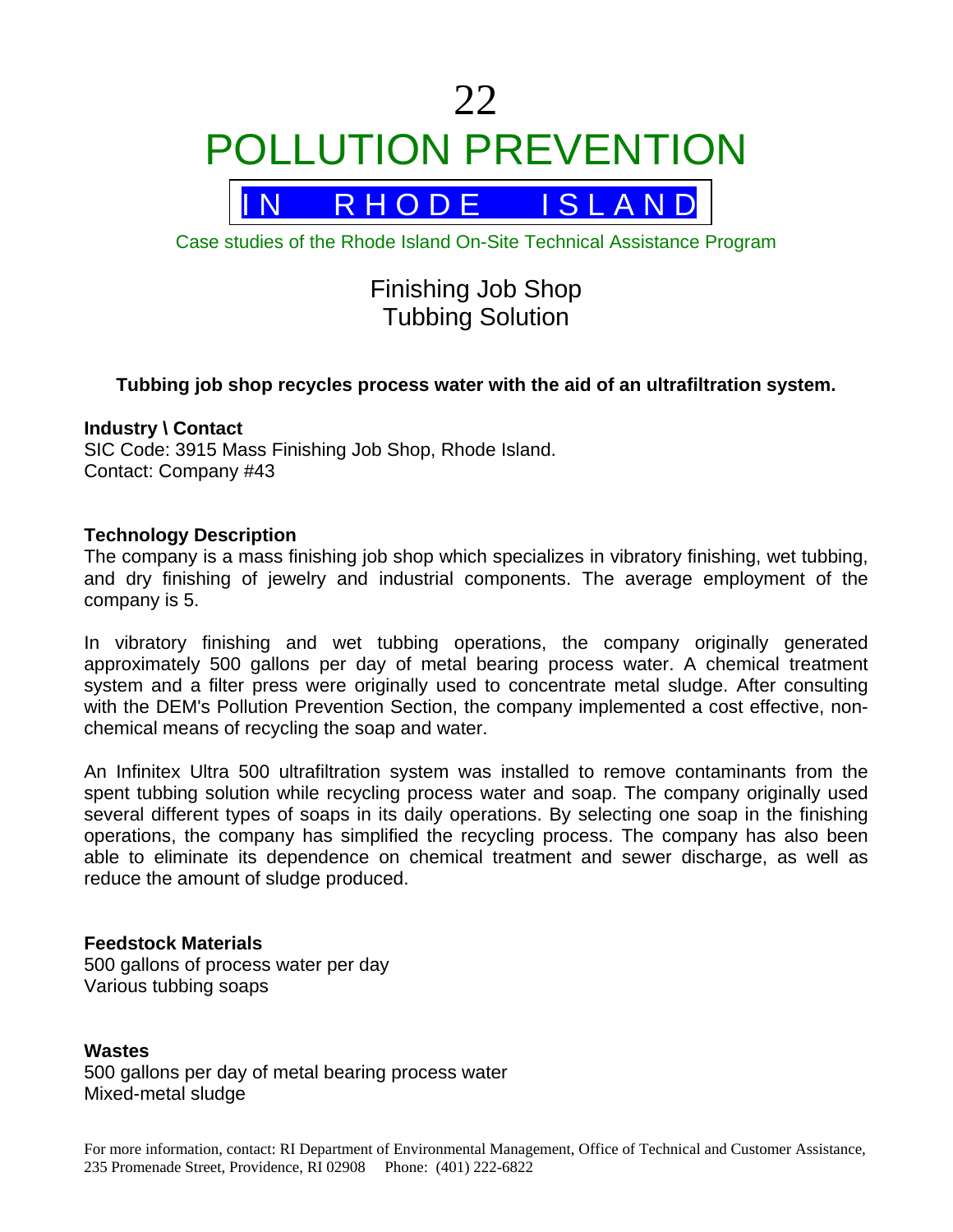# 22

# POLLUTION PREVENTION

## IN RHODE ISLAND

Case studies of the Rhode Island On-Site Technical Assistance Program

## Finishing Job Shop
## Tubbing Solution

**Tubbing job shop recycles process water with the aid of an ultrafiltration system.**

**Industry \ Contact**
SIC Code: 3915 Mass Finishing Job Shop, Rhode Island.
Contact: Company #43

**Technology Description**
The company is a mass finishing job shop which specializes in vibratory finishing, wet tubbing, and dry finishing of jewelry and industrial components. The average employment of the company is 5.

In vibratory finishing and wet tubbing operations, the company originally generated approximately 500 gallons per day of metal bearing process water. A chemical treatment system and a filter press were originally used to concentrate metal sludge. After consulting with the DEM's Pollution Prevention Section, the company implemented a cost effective, non-chemical means of recycling the soap and water.

An Infinitex Ultra 500 ultrafiltration system was installed to remove contaminants from the spent tubbing solution while recycling process water and soap. The company originally used several different types of soaps in its daily operations. By selecting one soap in the finishing operations, the company has simplified the recycling process. The company has also been able to eliminate its dependence on chemical treatment and sewer discharge, as well as reduce the amount of sludge produced.

**Feedstock Materials**
500 gallons of process water per day
Various tubbing soaps

**Wastes**
500 gallons per day of metal bearing process water
Mixed-metal sludge

For more information, contact: RI Department of Environmental Management, Office of Technical and Customer Assistance, 235 Promenade Street, Providence, RI 02908 Phone: (401) 222-6822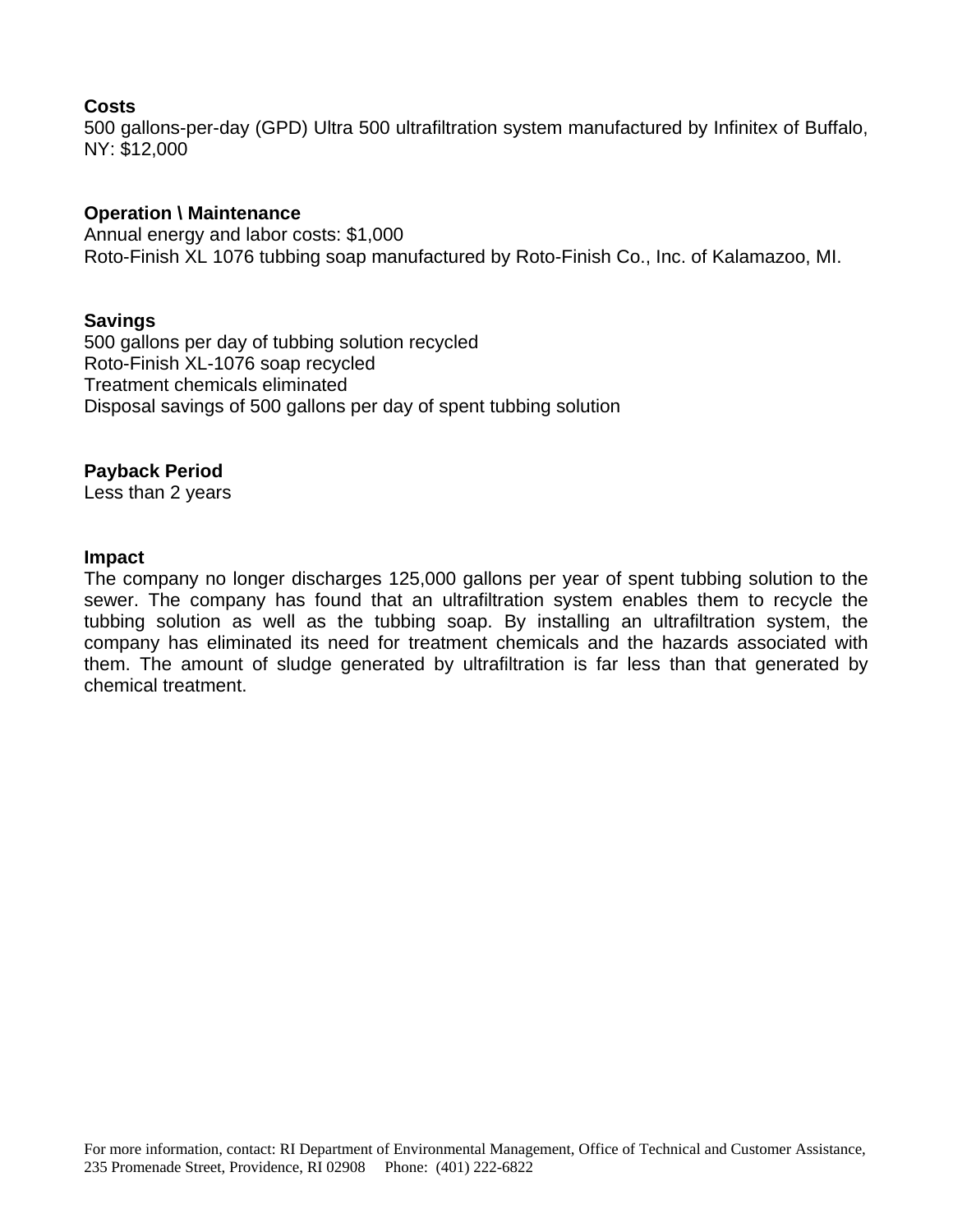**Costs**

500 gallons-per-day (GPD) Ultra 500 ultrafiltration system manufactured by Infinitex of Buffalo, NY: $12,000

**Operation \ Maintenance**

Annual energy and labor costs: $1,000
Roto-Finish XL 1076 tubbing soap manufactured by Roto-Finish Co., Inc. of Kalamazoo, MI.

**Savings**

500 gallons per day of tubbing solution recycled
Roto-Finish XL-1076 soap recycled
Treatment chemicals eliminated
Disposal savings of 500 gallons per day of spent tubbing solution

**Payback Period**

Less than 2 years

**Impact**

The company no longer discharges 125,000 gallons per year of spent tubbing solution to the sewer. The company has found that an ultrafiltration system enables them to recycle the tubbing solution as well as the tubbing soap. By installing an ultrafiltration system, the company has eliminated its need for treatment chemicals and the hazards associated with them. The amount of sludge generated by ultrafiltration is far less than that generated by chemical treatment.

For more information, contact: RI Department of Environmental Management, Office of Technical and Customer Assistance, 235 Promenade Street, Providence, RI 02908 Phone: (401) 222-6822